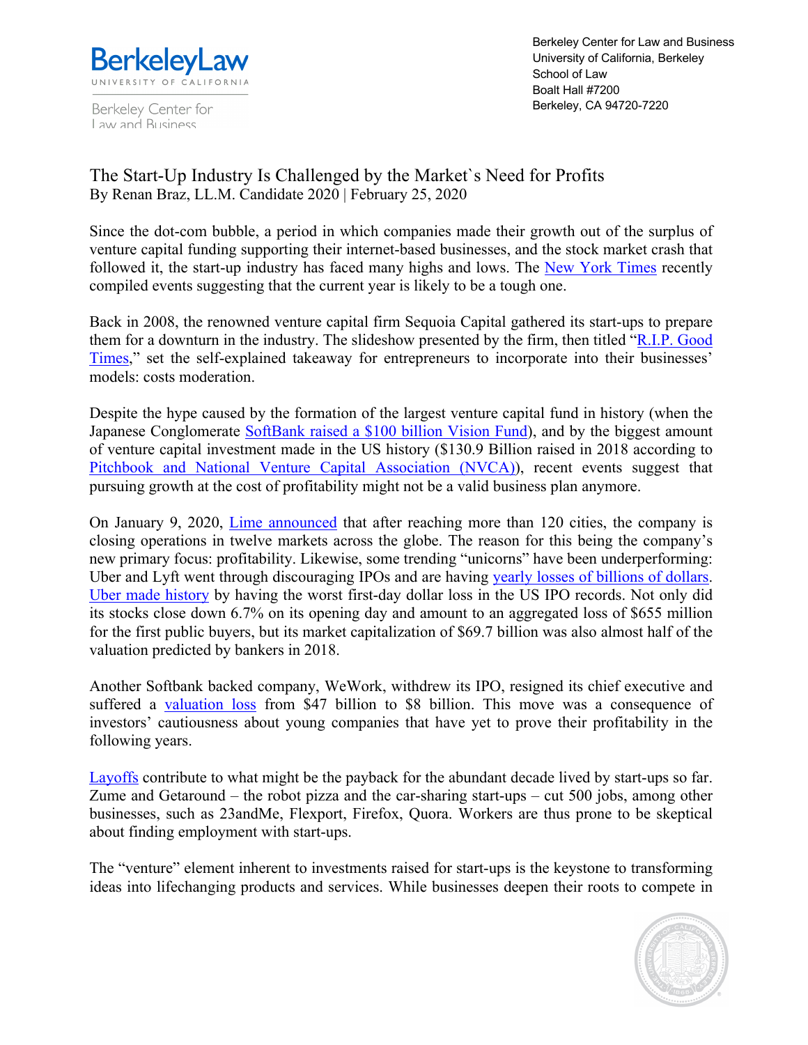BerkeleyLaw
UNIVERSITY OF CALIFORNIA

Berkeley Center for Law and Business

Berkeley Center for Law and Business
University of California, Berkeley
School of Law
Boalt Hall #7200
Berkeley, CA 94720-7220

# The Start-Up Industry Is Challenged by the Market`s Need for Profits

By Renan Braz, LL.M. Candidate 2020 | February 25, 2020

Since the dot-com bubble, a period in which companies made their growth out of the surplus of venture capital funding supporting their internet-based businesses, and the stock market crash that followed it, the start-up industry has faced many highs and lows. The New York Times recently compiled events suggesting that the current year is likely to be a tough one.

Back in 2008, the renowned venture capital firm Sequoia Capital gathered its start-ups to prepare them for a downturn in the industry. The slideshow presented by the firm, then titled "R.I.P. Good Times," set the self-explained takeaway for entrepreneurs to incorporate into their businesses' models: costs moderation.

Despite the hype caused by the formation of the largest venture capital fund in history (when the Japanese Conglomerate SoftBank raised a $100 billion Vision Fund), and by the biggest amount of venture capital investment made in the US history ($130.9 Billion raised in 2018 according to Pitchbook and National Venture Capital Association (NVCA)), recent events suggest that pursuing growth at the cost of profitability might not be a valid business plan anymore.

On January 9, 2020, Lime announced that after reaching more than 120 cities, the company is closing operations in twelve markets across the globe. The reason for this being the company's new primary focus: profitability. Likewise, some trending "unicorns" have been underperforming: Uber and Lyft went through discouraging IPOs and are having yearly losses of billions of dollars. Uber made history by having the worst first-day dollar loss in the US IPO records. Not only did its stocks close down 6.7% on its opening day and amount to an aggregated loss of $655 million for the first public buyers, but its market capitalization of $69.7 billion was also almost half of the valuation predicted by bankers in 2018.

Another Softbank backed company, WeWork, withdrew its IPO, resigned its chief executive and suffered a valuation loss from $47 billion to $8 billion. This move was a consequence of investors' cautiousness about young companies that have yet to prove their profitability in the following years.

Layoffs contribute to what might be the payback for the abundant decade lived by start-ups so far. Zume and Getaround – the robot pizza and the car-sharing start-ups – cut 500 jobs, among other businesses, such as 23andMe, Flexport, Firefox, Quora. Workers are thus prone to be skeptical about finding employment with start-ups.

The "venture" element inherent to investments raised for start-ups is the keystone to transforming ideas into lifechanging products and services. While businesses deepen their roots to compete in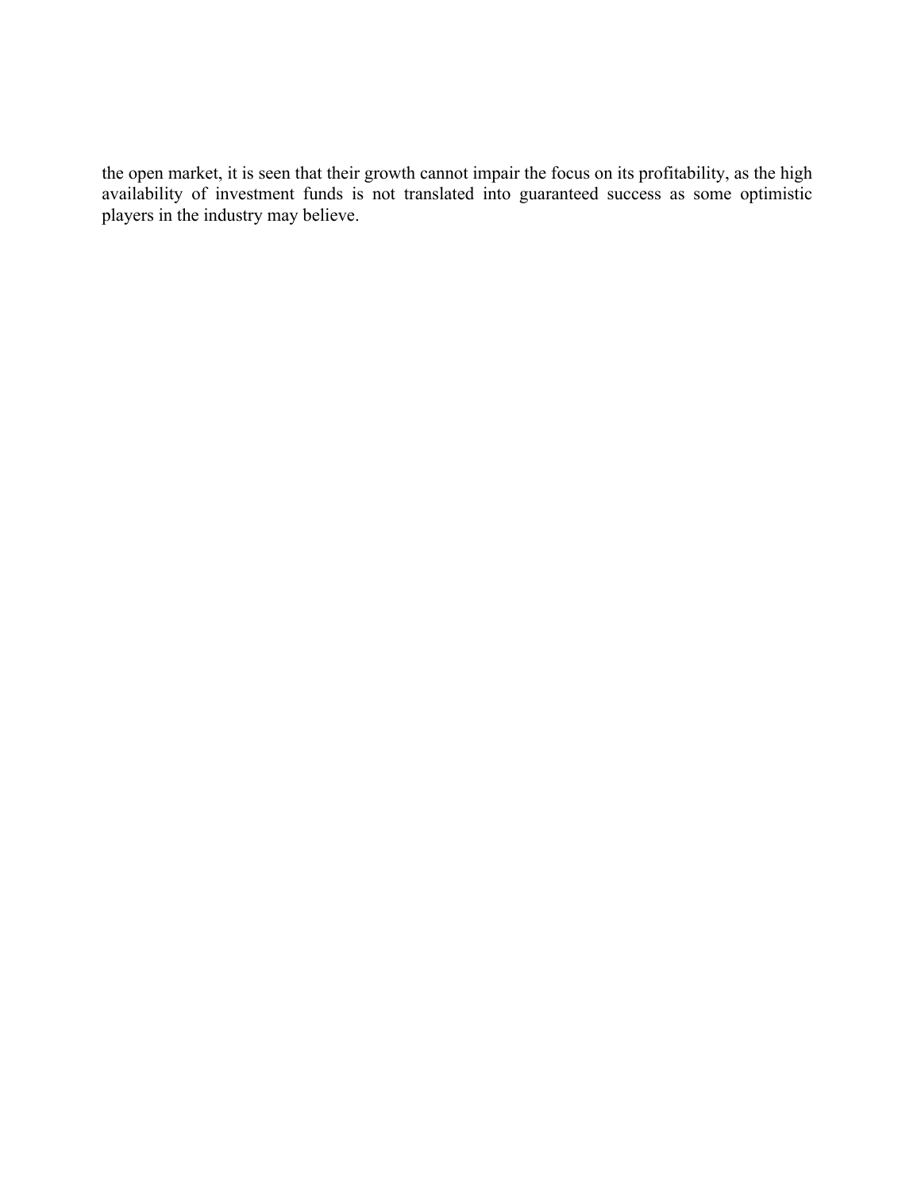the open market, it is seen that their growth cannot impair the focus on its profitability, as the high availability of investment funds is not translated into guaranteed success as some optimistic players in the industry may believe.